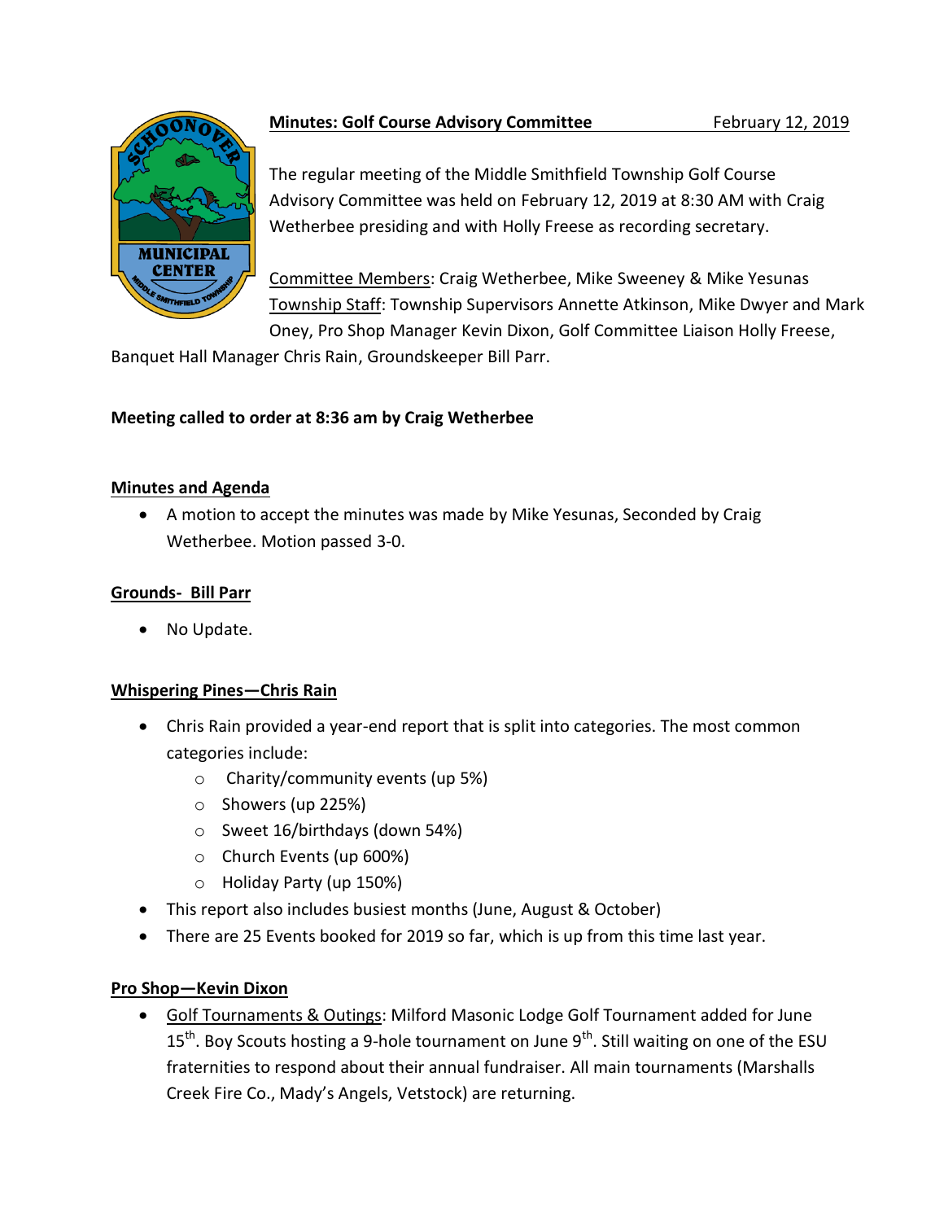**Minutes: Golf Course Advisory Committee** February 12, 2019

The regular meeting of the Middle Smithfield Township Golf Course Advisory Committee was held on February 12, 2019 at 8:30 AM with Craig Wetherbee presiding and with Holly Freese as recording secretary.

Committee Members: Craig Wetherbee, Mike Sweeney & Mike Yesunas
Township Staff: Township Supervisors Annette Atkinson, Mike Dwyer and Mark Oney, Pro Shop Manager Kevin Dixon, Golf Committee Liaison Holly Freese, Banquet Hall Manager Chris Rain, Groundskeeper Bill Parr.

**Meeting called to order at 8:36 am by Craig Wetherbee**

**Minutes and Agenda**

- A motion to accept the minutes was made by Mike Yesunas, Seconded by Craig Wetherbee. Motion passed 3-0.

**Grounds- Bill Parr**

- No Update.

**Whispering Pines—Chris Rain**

- Chris Rain provided a year-end report that is split into categories. The most common categories include:
  - Charity/community events (up 5%)
  - Showers (up 225%)
  - Sweet 16/birthdays (down 54%)
  - Church Events (up 600%)
  - Holiday Party (up 150%)
- This report also includes busiest months (June, August & October)
- There are 25 Events booked for 2019 so far, which is up from this time last year.

**Pro Shop—Kevin Dixon**

- Golf Tournaments & Outings: Milford Masonic Lodge Golf Tournament added for June 15th. Boy Scouts hosting a 9-hole tournament on June 9th. Still waiting on one of the ESU fraternities to respond about their annual fundraiser. All main tournaments (Marshalls Creek Fire Co., Mady's Angels, Vetstock) are returning.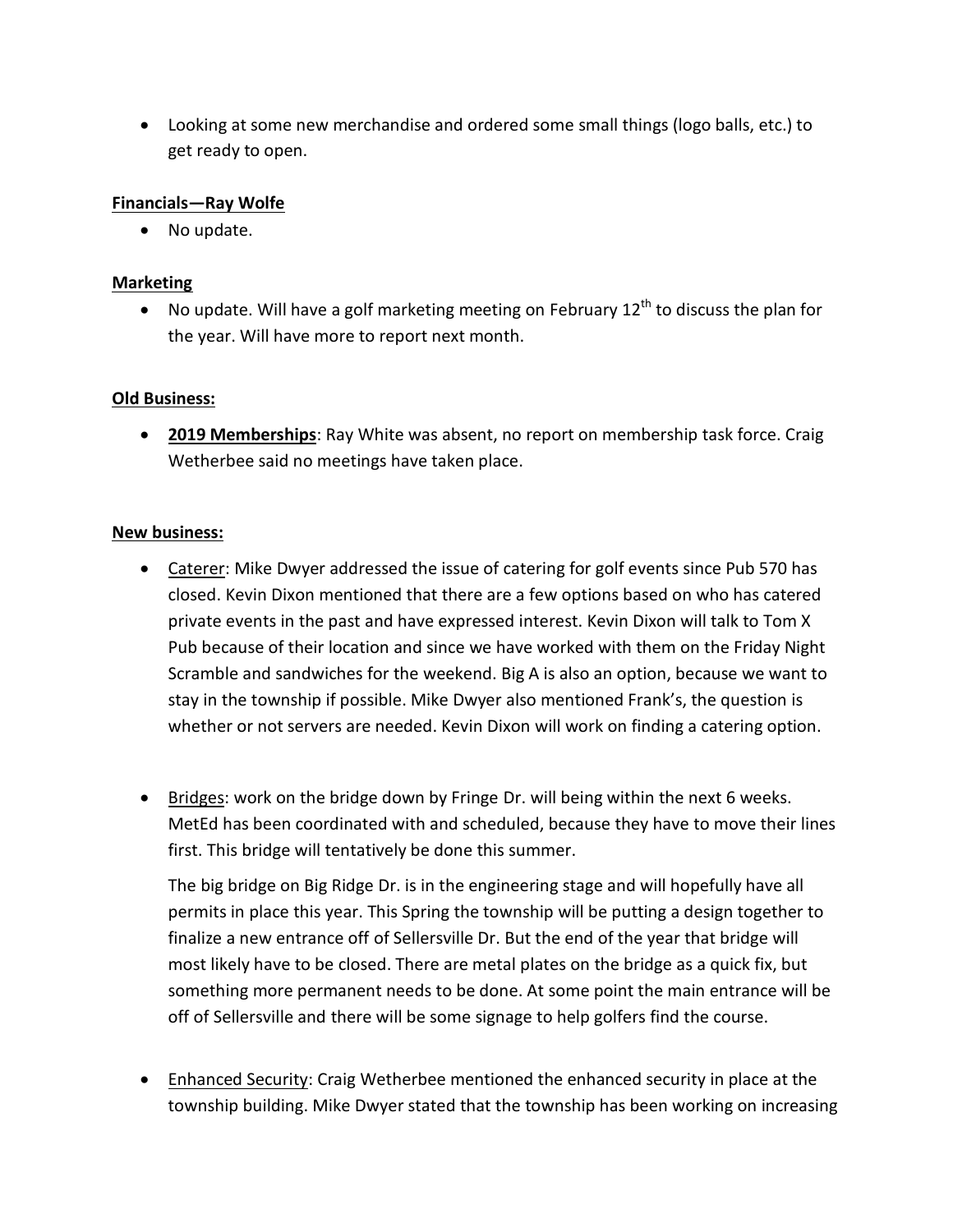- Looking at some new merchandise and ordered some small things (logo balls, etc.) to get ready to open.

**Financials—Ray Wolfe**

- No update.

**Marketing**

- No update. Will have a golf marketing meeting on February 12th to discuss the plan for the year. Will have more to report next month.

**Old Business:**

- **2019 Memberships**: Ray White was absent, no report on membership task force. Craig Wetherbee said no meetings have taken place.

**New business:**

- Caterer: Mike Dwyer addressed the issue of catering for golf events since Pub 570 has closed. Kevin Dixon mentioned that there are a few options based on who has catered private events in the past and have expressed interest. Kevin Dixon will talk to Tom X Pub because of their location and since we have worked with them on the Friday Night Scramble and sandwiches for the weekend. Big A is also an option, because we want to stay in the township if possible. Mike Dwyer also mentioned Frank's, the question is whether or not servers are needed. Kevin Dixon will work on finding a catering option.

- Bridges: work on the bridge down by Fringe Dr. will being within the next 6 weeks. MetEd has been coordinated with and scheduled, because they have to move their lines first. This bridge will tentatively be done this summer.

  The big bridge on Big Ridge Dr. is in the engineering stage and will hopefully have all permits in place this year. This Spring the township will be putting a design together to finalize a new entrance off of Sellersville Dr. But the end of the year that bridge will most likely have to be closed. There are metal plates on the bridge as a quick fix, but something more permanent needs to be done. At some point the main entrance will be off of Sellersville and there will be some signage to help golfers find the course.

- Enhanced Security: Craig Wetherbee mentioned the enhanced security in place at the township building. Mike Dwyer stated that the township has been working on increasing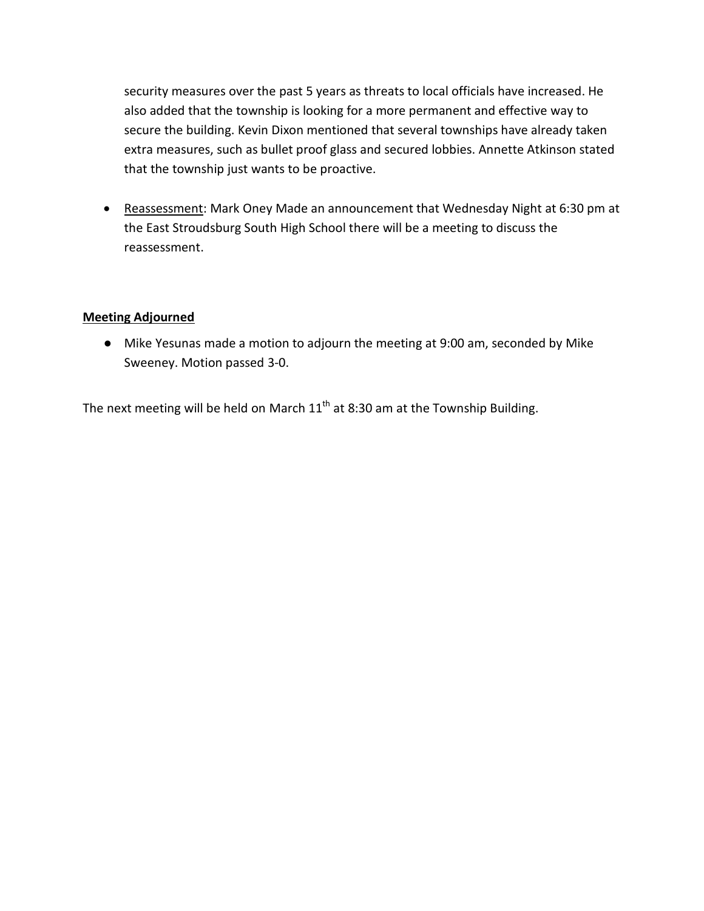security measures over the past 5 years as threats to local officials have increased. He also added that the township is looking for a more permanent and effective way to secure the building. Kevin Dixon mentioned that several townships have already taken extra measures, such as bullet proof glass and secured lobbies. Annette Atkinson stated that the township just wants to be proactive.

- Reassessment: Mark Oney Made an announcement that Wednesday Night at 6:30 pm at the East Stroudsburg South High School there will be a meeting to discuss the reassessment.

**Meeting Adjourned**

- Mike Yesunas made a motion to adjourn the meeting at 9:00 am, seconded by Mike Sweeney. Motion passed 3-0.

The next meeting will be held on March 11th at 8:30 am at the Township Building.